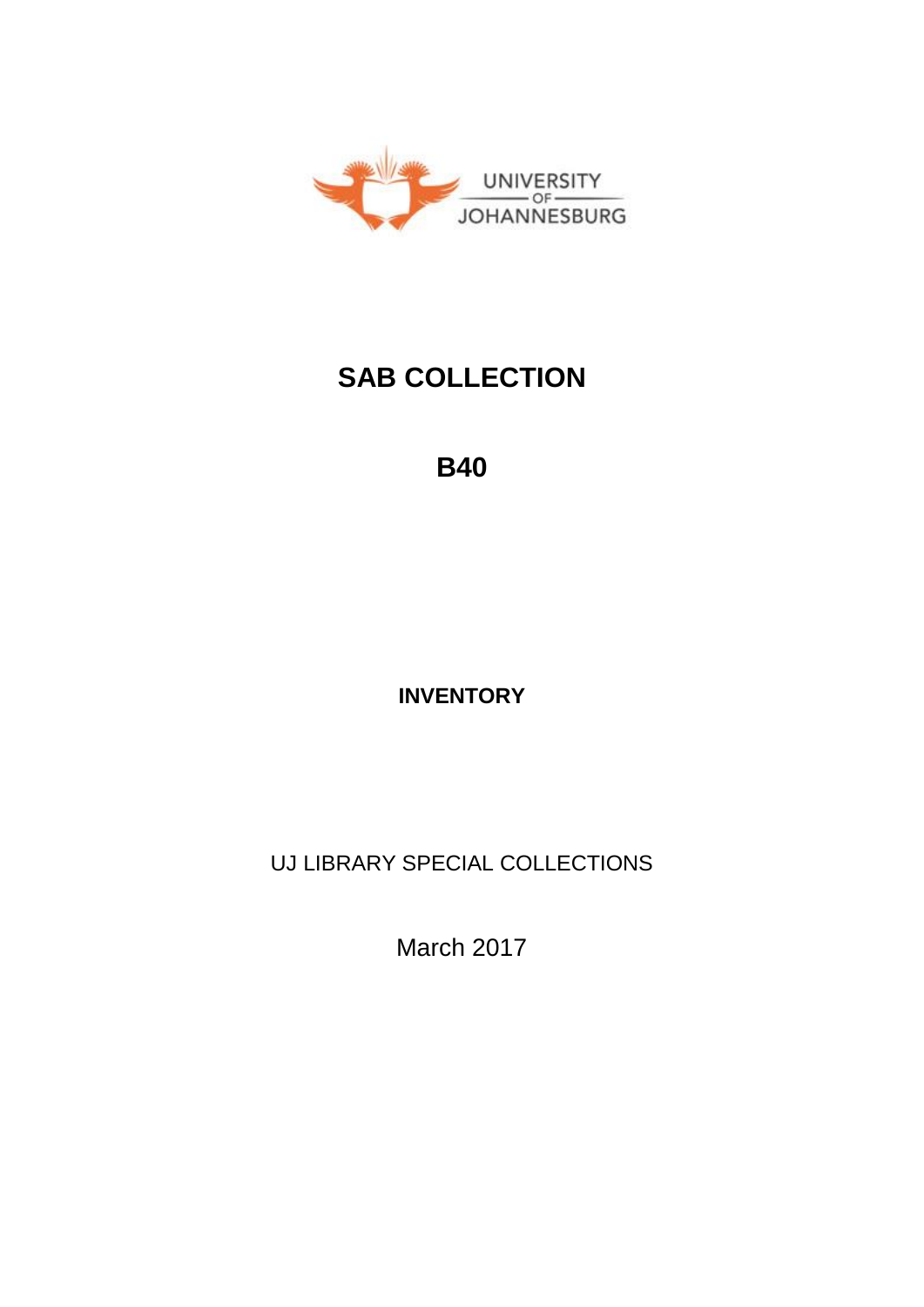UNIVERSITY OF JOHANNESBURG

# SAB COLLECTION

## B40

**INVENTORY**

UJ LIBRARY SPECIAL COLLECTIONS

March 2017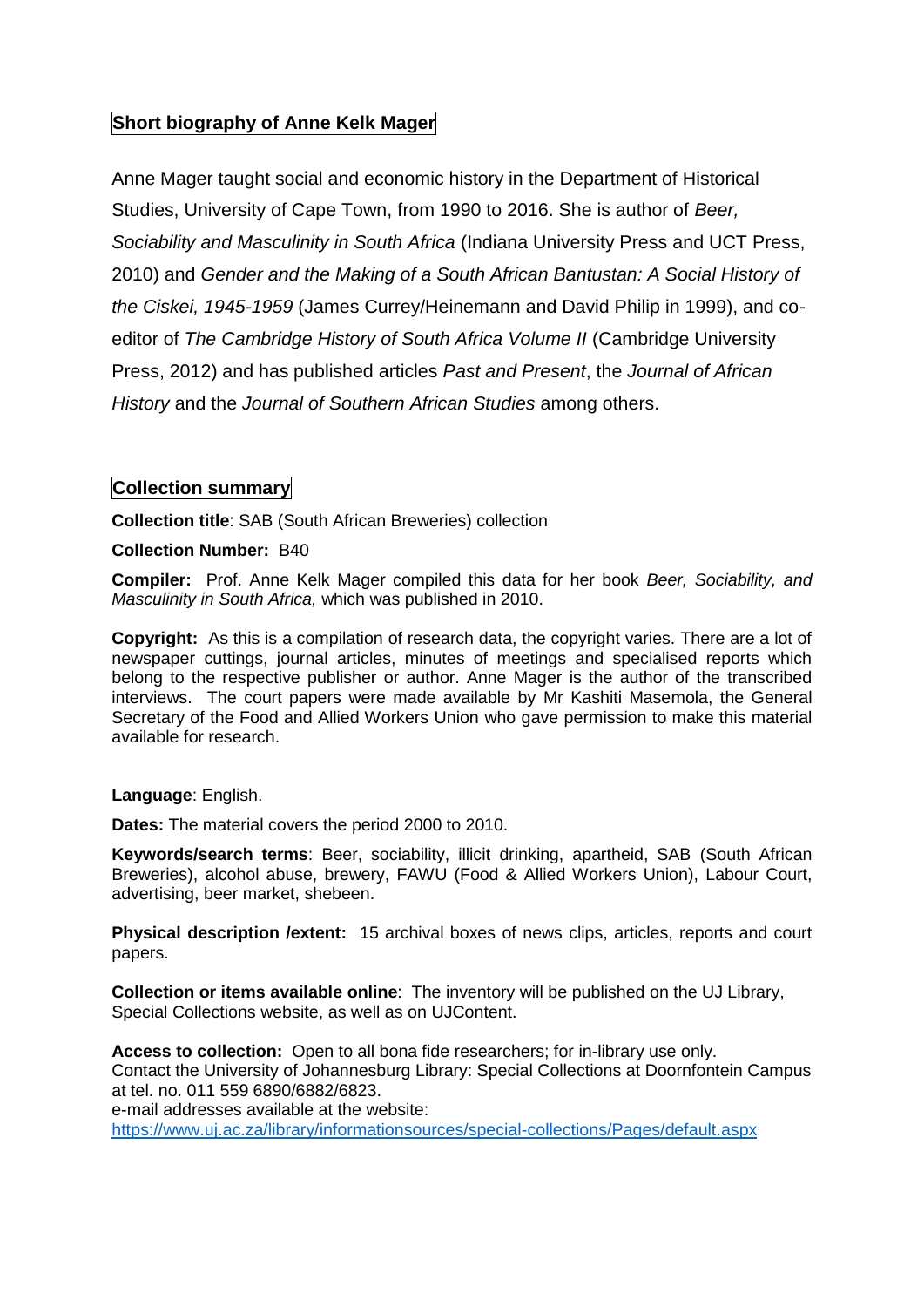## Short biography of Anne Kelk Mager

Anne Mager taught social and economic history in the Department of Historical Studies, University of Cape Town, from 1990 to 2016. She is author of *Beer, Sociability and Masculinity in South Africa* (Indiana University Press and UCT Press, 2010) and *Gender and the Making of a South African Bantustan: A Social History of the Ciskei, 1945-1959* (James Currey/Heinemann and David Philip in 1999), and co-editor of *The Cambridge History of South Africa Volume II* (Cambridge University Press, 2012) and has published articles *Past and Present*, the *Journal of African History* and the *Journal of Southern African Studies* among others.

## Collection summary

**Collection title**: SAB (South African Breweries) collection

**Collection Number:** B40

**Compiler:** Prof. Anne Kelk Mager compiled this data for her book *Beer, Sociability, and Masculinity in South Africa,* which was published in 2010.

**Copyright:** As this is a compilation of research data, the copyright varies. There are a lot of newspaper cuttings, journal articles, minutes of meetings and specialised reports which belong to the respective publisher or author. Anne Mager is the author of the transcribed interviews. The court papers were made available by Mr Kashiti Masemola, the General Secretary of the Food and Allied Workers Union who gave permission to make this material available for research.

**Language**: English.

**Dates:** The material covers the period 2000 to 2010.

**Keywords/search terms**: Beer, sociability, illicit drinking, apartheid, SAB (South African Breweries), alcohol abuse, brewery, FAWU (Food & Allied Workers Union), Labour Court, advertising, beer market, shebeen.

**Physical description /extent:** 15 archival boxes of news clips, articles, reports and court papers.

**Collection or items available online**: The inventory will be published on the UJ Library, Special Collections website, as well as on UJContent.

**Access to collection:** Open to all bona fide researchers; for in-library use only.
Contact the University of Johannesburg Library: Special Collections at Doornfontein Campus at tel. no. 011 559 6890/6882/6823.
e-mail addresses available at the website:
https://www.uj.ac.za/library/informationsources/special-collections/Pages/default.aspx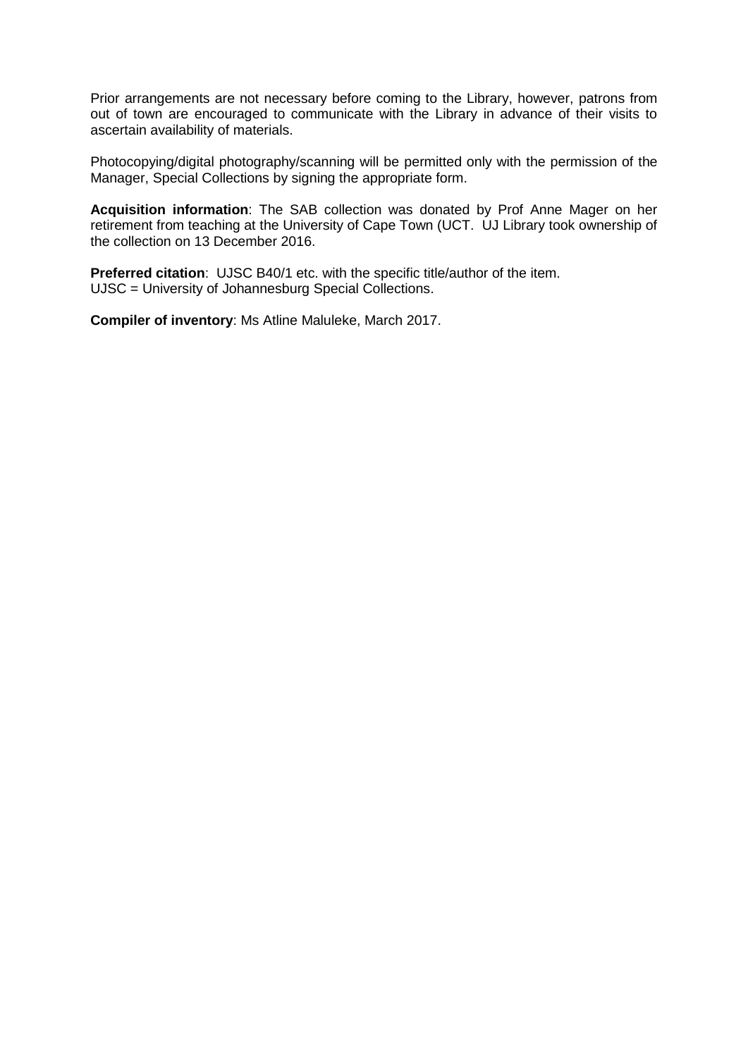Prior arrangements are not necessary before coming to the Library, however, patrons from out of town are encouraged to communicate with the Library in advance of their visits to ascertain availability of materials.

Photocopying/digital photography/scanning will be permitted only with the permission of the Manager, Special Collections by signing the appropriate form.

**Acquisition information**: The SAB collection was donated by Prof Anne Mager on her retirement from teaching at the University of Cape Town (UCT. UJ Library took ownership of the collection on 13 December 2016.

**Preferred citation**: UJSC B40/1 etc. with the specific title/author of the item.
UJSC = University of Johannesburg Special Collections.

**Compiler of inventory**: Ms Atline Maluleke, March 2017.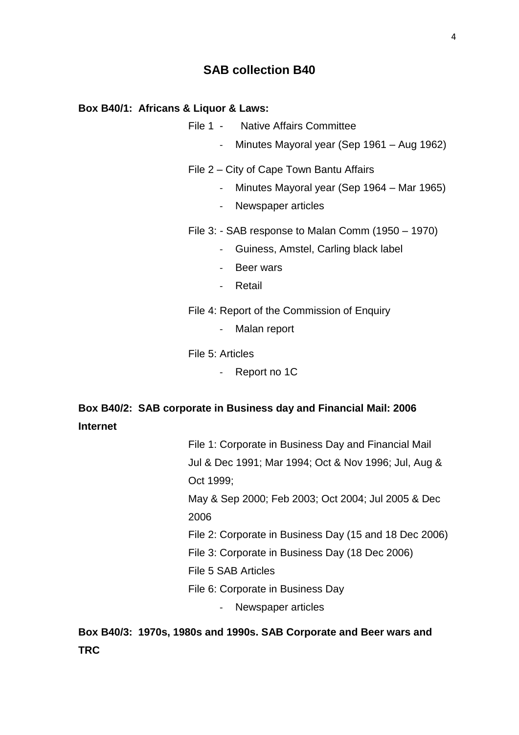## SAB collection B40

**Box B40/1: Africans & Liquor & Laws:**

File 1 - Native Affairs Committee

- Minutes Mayoral year (Sep 1961 – Aug 1962)

File 2 – City of Cape Town Bantu Affairs

- Minutes Mayoral year (Sep 1964 – Mar 1965)
- Newspaper articles

File 3: - SAB response to Malan Comm (1950 – 1970)

- Guiness, Amstel, Carling black label
- Beer wars
- Retail

File 4: Report of the Commission of Enquiry

- Malan report

File 5: Articles

- Report no 1C

**Box B40/2: SAB corporate in Business day and Financial Mail: 2006 Internet**

File 1: Corporate in Business Day and Financial Mail Jul & Dec 1991; Mar 1994; Oct & Nov 1996; Jul, Aug & Oct 1999;
May & Sep 2000; Feb 2003; Oct 2004; Jul 2005 & Dec 2006

File 2: Corporate in Business Day (15 and 18 Dec 2006)

File 3: Corporate in Business Day (18 Dec 2006)

File 5 SAB Articles

File 6: Corporate in Business Day

- Newspaper articles

**Box B40/3: 1970s, 1980s and 1990s. SAB Corporate and Beer wars and TRC**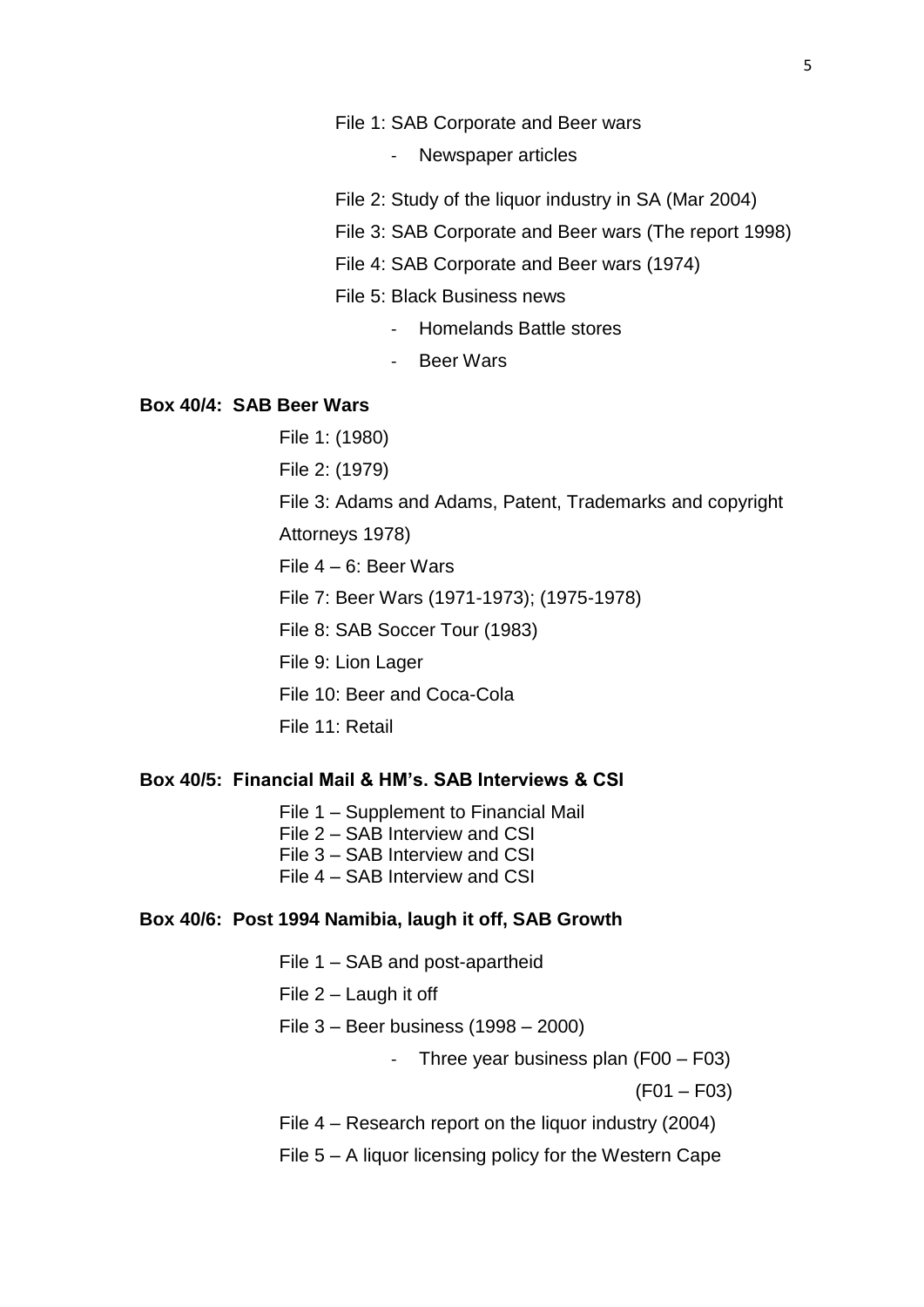File 1: SAB Corporate and Beer wars

- Newspaper articles

File 2: Study of the liquor industry in SA (Mar 2004)

File 3: SAB Corporate and Beer wars (The report 1998)

File 4: SAB Corporate and Beer wars (1974)

File 5: Black Business news

- Homelands Battle stores
- Beer Wars

**Box 40/4: SAB Beer Wars**

File 1: (1980)

File 2: (1979)

File 3: Adams and Adams, Patent, Trademarks and copyright Attorneys 1978)

File 4 – 6: Beer Wars

File 7: Beer Wars (1971-1973); (1975-1978)

File 8: SAB Soccer Tour (1983)

File 9: Lion Lager

File 10: Beer and Coca-Cola

File 11: Retail

**Box 40/5: Financial Mail & HM's. SAB Interviews & CSI**

File 1 – Supplement to Financial Mail
File 2 – SAB Interview and CSI
File 3 – SAB Interview and CSI
File 4 – SAB Interview and CSI

**Box 40/6: Post 1994 Namibia, laugh it off, SAB Growth**

File 1 – SAB and post-apartheid

File 2 – Laugh it off

File 3 – Beer business (1998 – 2000)

- Three year business plan (F00 – F03)

  (F01 – F03)

File 4 – Research report on the liquor industry (2004)

File 5 – A liquor licensing policy for the Western Cape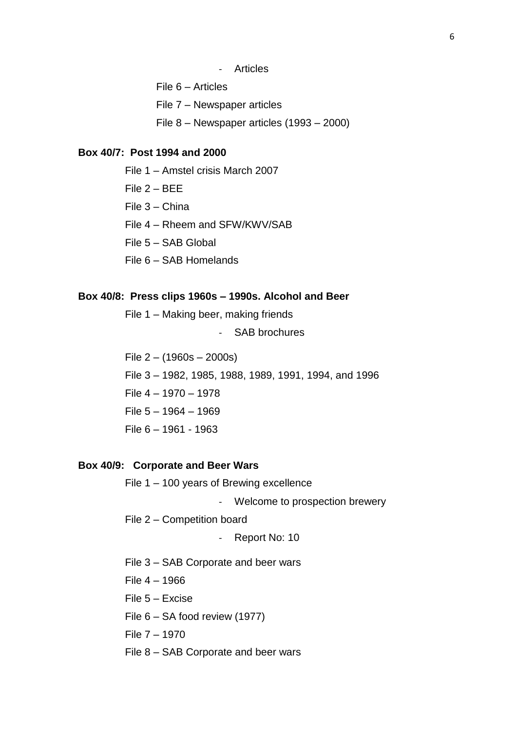- Articles

File 6 – Articles

File 7 – Newspaper articles

File 8 – Newspaper articles (1993 – 2000)

**Box 40/7: Post 1994 and 2000**

File 1 – Amstel crisis March 2007

File 2 – BEE

File 3 – China

File 4 – Rheem and SFW/KWV/SAB

File 5 – SAB Global

File 6 – SAB Homelands

**Box 40/8: Press clips 1960s – 1990s. Alcohol and Beer**

File 1 – Making beer, making friends

- SAB brochures

File 2 – (1960s – 2000s)

File 3 – 1982, 1985, 1988, 1989, 1991, 1994, and 1996

File 4 – 1970 – 1978

File 5 – 1964 – 1969

File 6 – 1961 - 1963

**Box 40/9: Corporate and Beer Wars**

File 1 – 100 years of Brewing excellence

- Welcome to prospection brewery

File 2 – Competition board

- Report No: 10

File 3 – SAB Corporate and beer wars

File 4 – 1966

File 5 – Excise

File 6 – SA food review (1977)

File 7 – 1970

File 8 – SAB Corporate and beer wars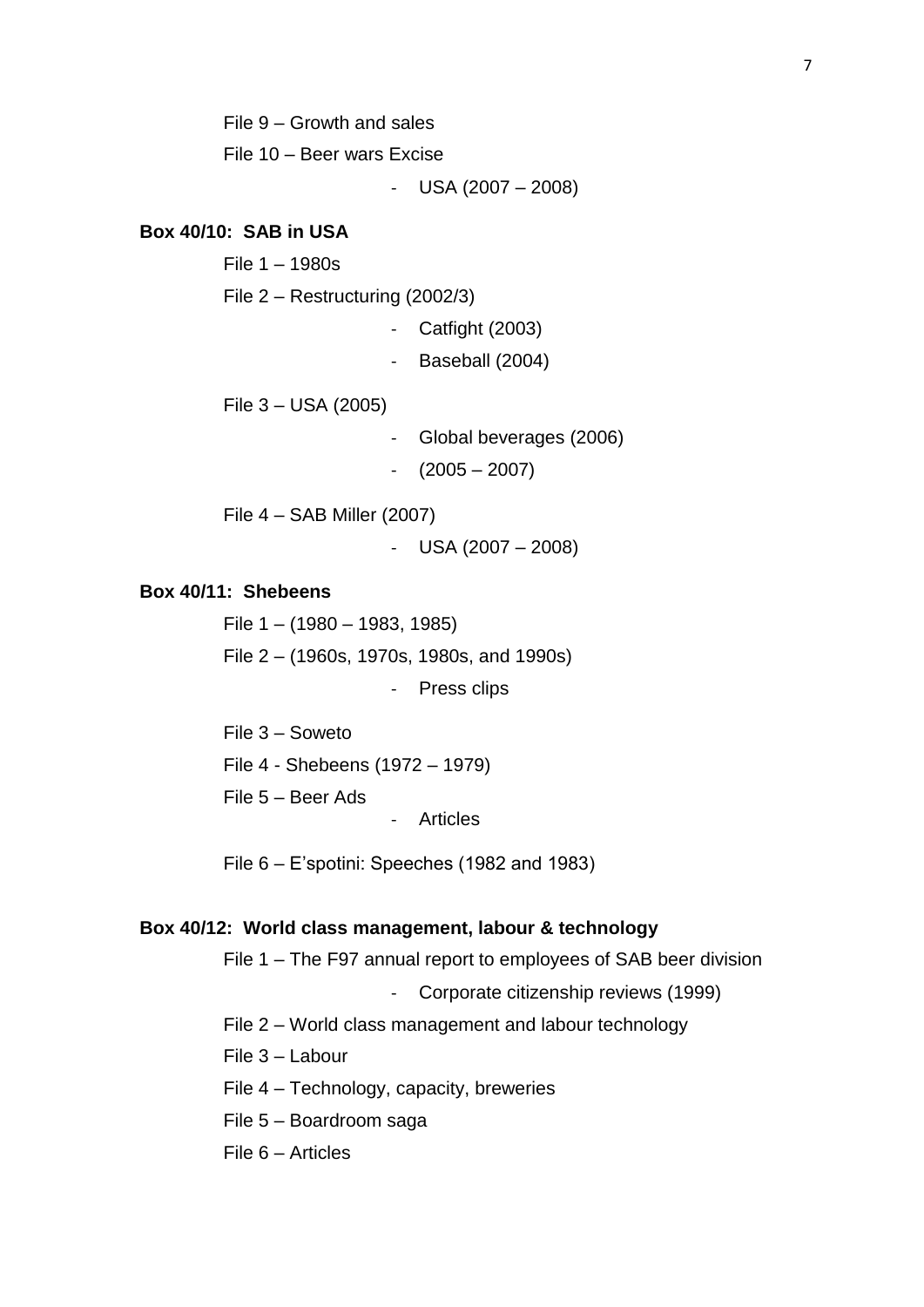File 9 – Growth and sales

File 10 – Beer wars Excise

- USA (2007 – 2008)

**Box 40/10: SAB in USA**

File 1 – 1980s

File 2 – Restructuring (2002/3)

- Catfight (2003)
- Baseball (2004)

File 3 – USA (2005)

- Global beverages (2006)
- (2005 – 2007)

File 4 – SAB Miller (2007)

- USA (2007 – 2008)

**Box 40/11: Shebeens**

File 1 – (1980 – 1983, 1985)

File 2 – (1960s, 1970s, 1980s, and 1990s)

- Press clips

File 3 – Soweto

File 4 - Shebeens (1972 – 1979)

File 5 – Beer Ads

- Articles

File 6 – E'spotini: Speeches (1982 and 1983)

**Box 40/12: World class management, labour & technology**

File 1 – The F97 annual report to employees of SAB beer division

- Corporate citizenship reviews (1999)

File 2 – World class management and labour technology

File 3 – Labour

File 4 – Technology, capacity, breweries

File 5 – Boardroom saga

File 6 – Articles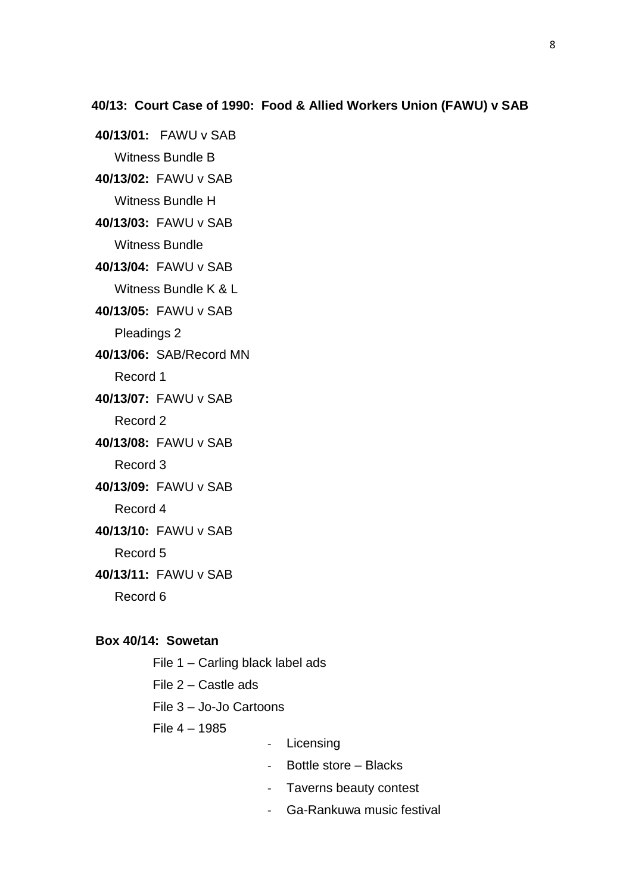**40/13: Court Case of 1990: Food & Allied Workers Union (FAWU) v SAB**

**40/13/01:** FAWU v SAB

Witness Bundle B

**40/13/02:** FAWU v SAB

Witness Bundle H

**40/13/03:** FAWU v SAB

Witness Bundle

**40/13/04:** FAWU v SAB

Witness Bundle K & L

**40/13/05:** FAWU v SAB

Pleadings 2

**40/13/06:** SAB/Record MN

Record 1

**40/13/07:** FAWU v SAB

Record 2

**40/13/08:** FAWU v SAB

Record 3

**40/13/09:** FAWU v SAB

Record 4

**40/13/10:** FAWU v SAB

Record 5

**40/13/11:** FAWU v SAB

Record 6

**Box 40/14: Sowetan**

File 1 – Carling black label ads

File 2 – Castle ads

File 3 – Jo-Jo Cartoons

File 4 – 1985

- Licensing
- Bottle store – Blacks
- Taverns beauty contest
- Ga-Rankuwa music festival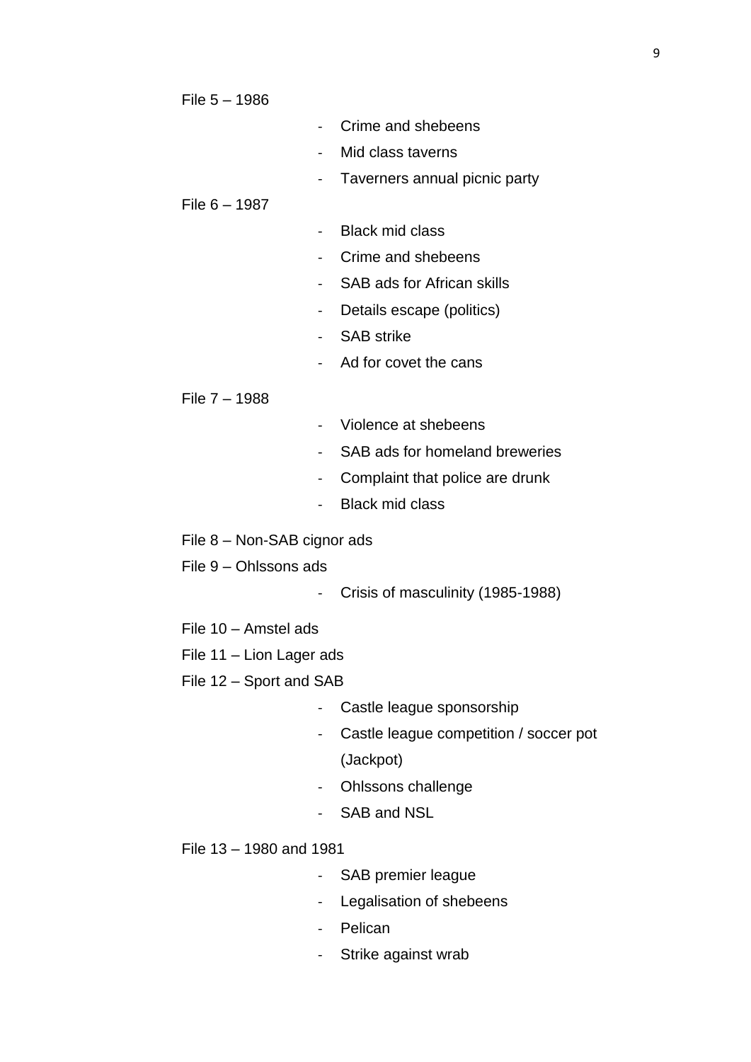File 5 – 1986

- Crime and shebeens
- Mid class taverns
- Taverners annual picnic party

File 6 – 1987

- Black mid class
- Crime and shebeens
- SAB ads for African skills
- Details escape (politics)
- SAB strike
- Ad for covet the cans

File 7 – 1988

- Violence at shebeens
- SAB ads for homeland breweries
- Complaint that police are drunk
- Black mid class

File 8 – Non-SAB cignor ads

File 9 – Ohlssons ads

- Crisis of masculinity (1985-1988)

File 10 – Amstel ads

File 11 – Lion Lager ads

File 12 – Sport and SAB

- Castle league sponsorship
- Castle league competition / soccer pot (Jackpot)
- Ohlssons challenge
- SAB and NSL

File 13 – 1980 and 1981

- SAB premier league
- Legalisation of shebeens
- Pelican
- Strike against wrab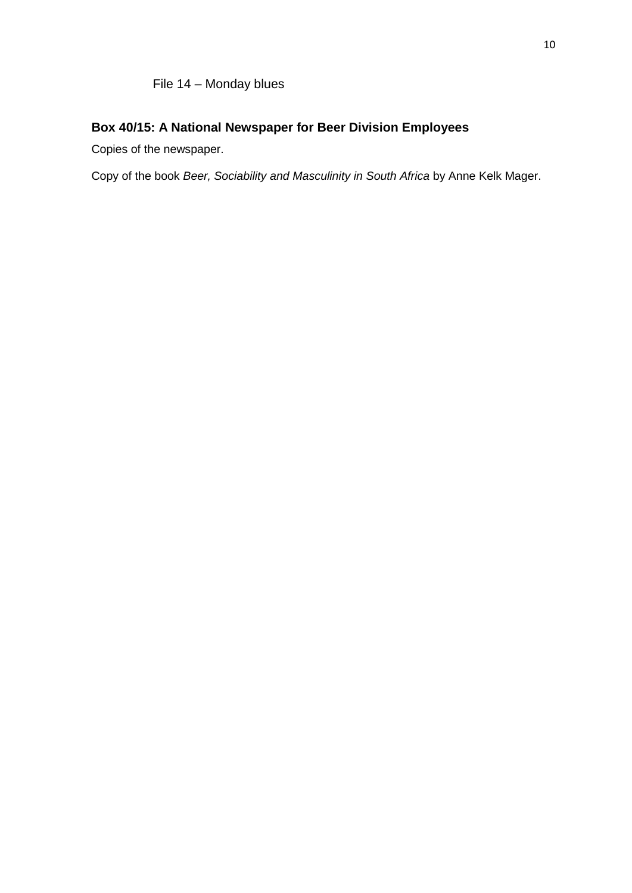File 14 – Monday blues

**Box 40/15: A National Newspaper for Beer Division Employees**

Copies of the newspaper.

Copy of the book *Beer, Sociability and Masculinity in South Africa* by Anne Kelk Mager.